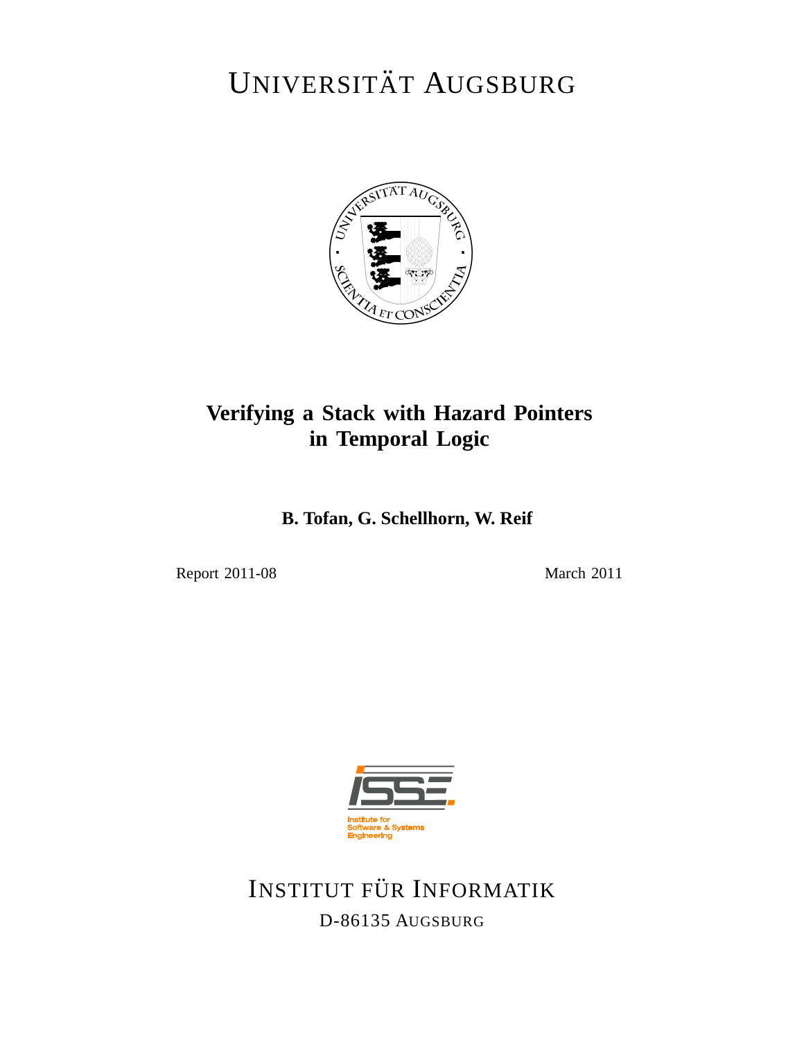UNIVERSITÄT AUGSBURG

# Verifying a Stack with Hazard Pointers in Temporal Logic

**B. Tofan, G. Schellhorn, W. Reif**

Report 2011-08

March 2011

INSTITUT FÜR INFORMATIK

D-86135 AUGSBURG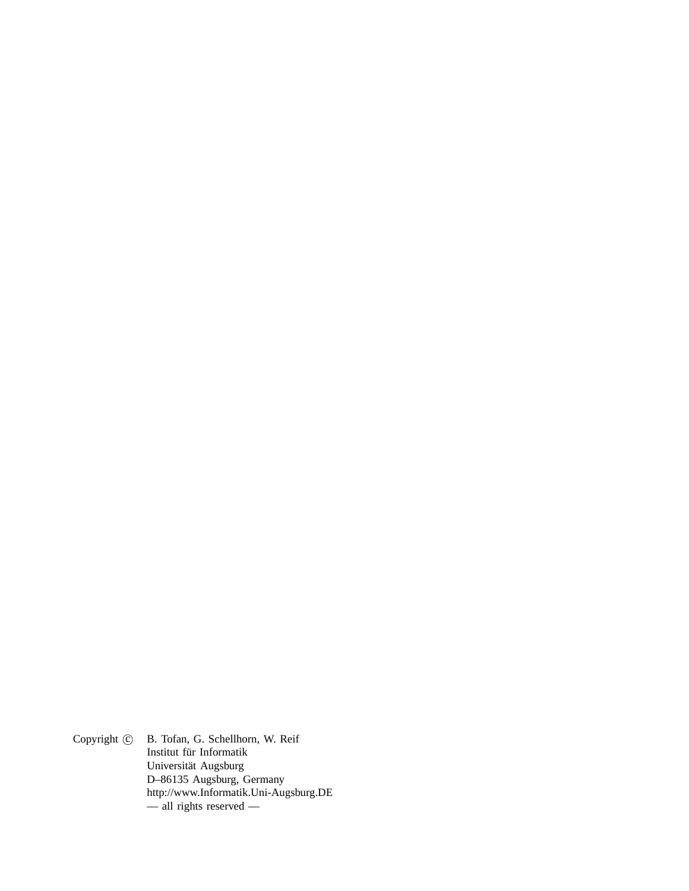Copyright © B. Tofan, G. Schellhorn, W. Reif
Institut für Informatik
Universität Augsburg
D–86135 Augsburg, Germany
http://www.Informatik.Uni-Augsburg.DE
— all rights reserved —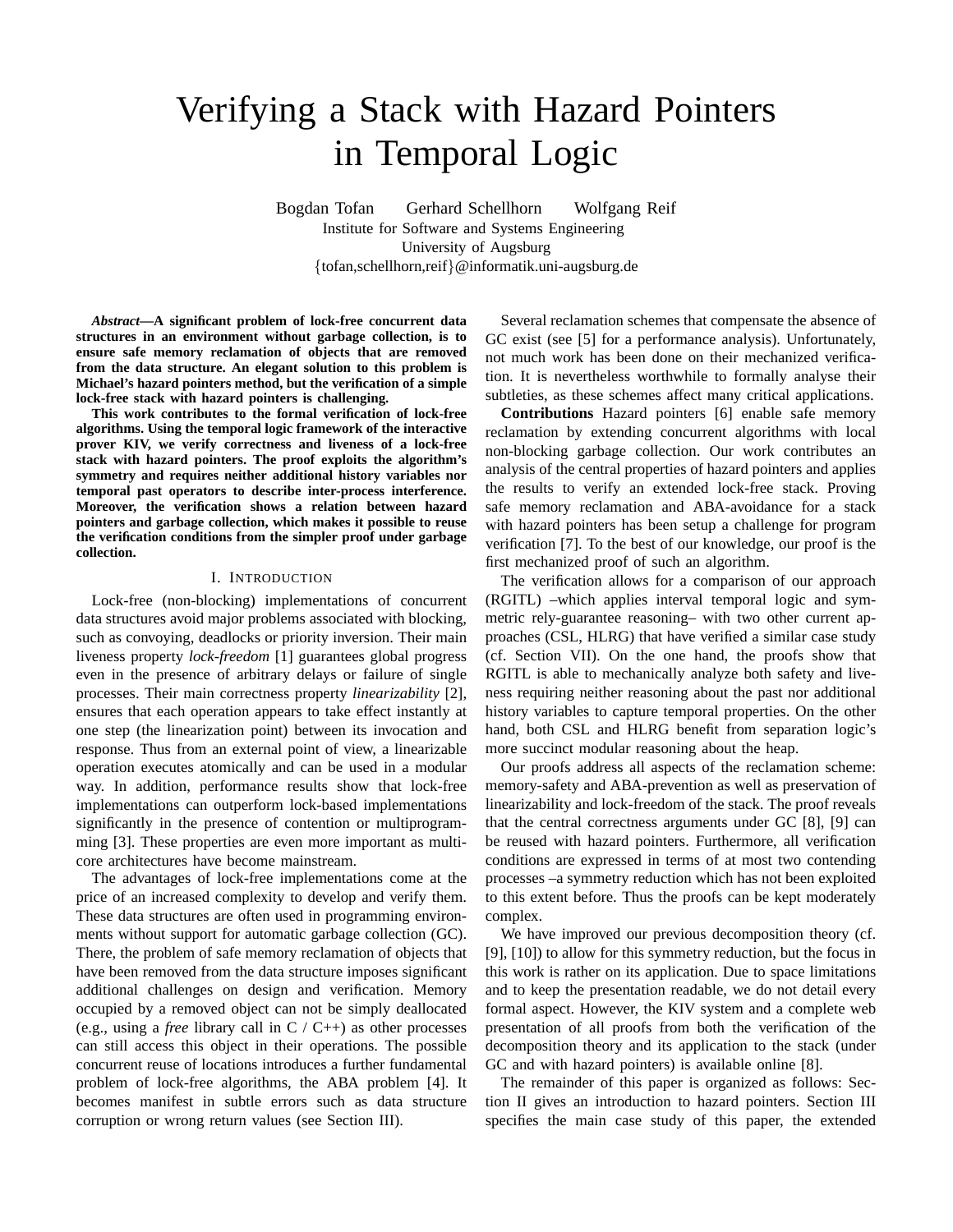# Verifying a Stack with Hazard Pointers in Temporal Logic

Bogdan Tofan Gerhard Schellhorn Wolfgang Reif
Institute for Software and Systems Engineering
University of Augsburg
{tofan,schellhorn,reif}@informatik.uni-augsburg.de

***Abstract*—A significant problem of lock-free concurrent data structures in an environment without garbage collection, is to ensure safe memory reclamation of objects that are removed from the data structure. An elegant solution to this problem is Michael's hazard pointers method, but the verification of a simple lock-free stack with hazard pointers is challenging.**

**This work contributes to the formal verification of lock-free algorithms. Using the temporal logic framework of the interactive prover KIV, we verify correctness and liveness of a lock-free stack with hazard pointers. The proof exploits the algorithm's symmetry and requires neither additional history variables nor temporal past operators to describe inter-process interference. Moreover, the verification shows a relation between hazard pointers and garbage collection, which makes it possible to reuse the verification conditions from the simpler proof under garbage collection.**

## I. Introduction

Lock-free (non-blocking) implementations of concurrent data structures avoid major problems associated with blocking, such as convoying, deadlocks or priority inversion. Their main liveness property *lock-freedom* [1] guarantees global progress even in the presence of arbitrary delays or failure of single processes. Their main correctness property *linearizability* [2], ensures that each operation appears to take effect instantly at one step (the linearization point) between its invocation and response. Thus from an external point of view, a linearizable operation executes atomically and can be used in a modular way. In addition, performance results show that lock-free implementations can outperform lock-based implementations significantly in the presence of contention or multiprogramming [3]. These properties are even more important as multicore architectures have become mainstream.

The advantages of lock-free implementations come at the price of an increased complexity to develop and verify them. These data structures are often used in programming environments without support for automatic garbage collection (GC). There, the problem of safe memory reclamation of objects that have been removed from the data structure imposes significant additional challenges on design and verification. Memory occupied by a removed object can not be simply deallocated (e.g., using a *free* library call in C / C++) as other processes can still access this object in their operations. The possible concurrent reuse of locations introduces a further fundamental problem of lock-free algorithms, the ABA problem [4]. It becomes manifest in subtle errors such as data structure corruption or wrong return values (see Section III).

Several reclamation schemes that compensate the absence of GC exist (see [5] for a performance analysis). Unfortunately, not much work has been done on their mechanized verification. It is nevertheless worthwhile to formally analyse their subtleties, as these schemes affect many critical applications.

**Contributions** Hazard pointers [6] enable safe memory reclamation by extending concurrent algorithms with local non-blocking garbage collection. Our work contributes an analysis of the central properties of hazard pointers and applies the results to verify an extended lock-free stack. Proving safe memory reclamation and ABA-avoidance for a stack with hazard pointers has been setup a challenge for program verification [7]. To the best of our knowledge, our proof is the first mechanized proof of such an algorithm.

The verification allows for a comparison of our approach (RGITL) –which applies interval temporal logic and symmetric rely-guarantee reasoning– with two other current approaches (CSL, HLRG) that have verified a similar case study (cf. Section VII). On the one hand, the proofs show that RGITL is able to mechanically analyze both safety and liveness requiring neither reasoning about the past nor additional history variables to capture temporal properties. On the other hand, both CSL and HLRG benefit from separation logic's more succinct modular reasoning about the heap.

Our proofs address all aspects of the reclamation scheme: memory-safety and ABA-prevention as well as preservation of linearizability and lock-freedom of the stack. The proof reveals that the central correctness arguments under GC [8], [9] can be reused with hazard pointers. Furthermore, all verification conditions are expressed in terms of at most two contending processes –a symmetry reduction which has not been exploited to this extent before. Thus the proofs can be kept moderately complex.

We have improved our previous decomposition theory (cf. [9], [10]) to allow for this symmetry reduction, but the focus in this work is rather on its application. Due to space limitations and to keep the presentation readable, we do not detail every formal aspect. However, the KIV system and a complete web presentation of all proofs from both the verification of the decomposition theory and its application to the stack (under GC and with hazard pointers) is available online [8].

The remainder of this paper is organized as follows: Section II gives an introduction to hazard pointers. Section III specifies the main case study of this paper, the extended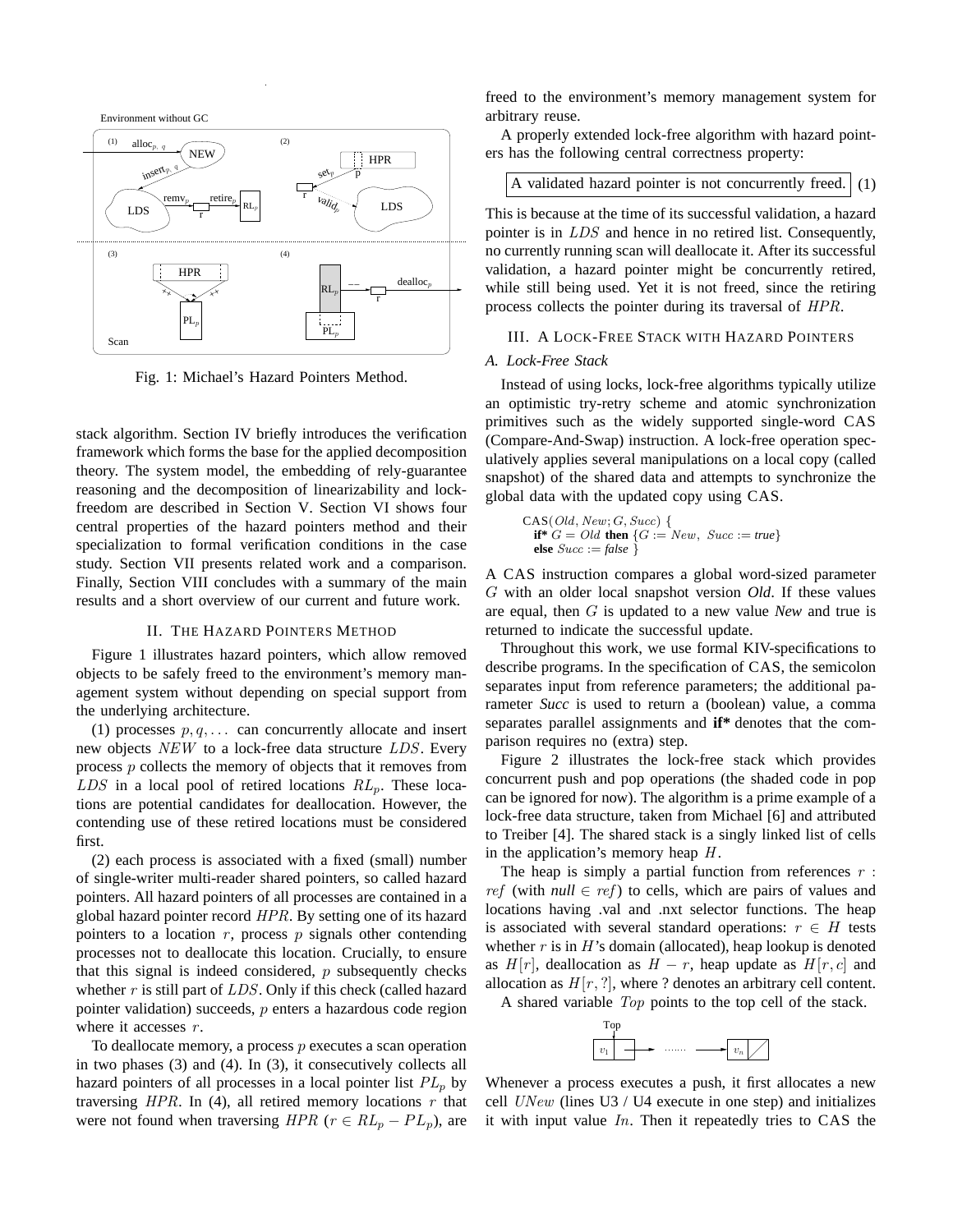Fig. 1: Michael's Hazard Pointers Method.

stack algorithm. Section IV briefly introduces the verification framework which forms the base for the applied decomposition theory. The system model, the embedding of rely-guarantee reasoning and the decomposition of linearizability and lock-freedom are described in Section V. Section VI shows four central properties of the hazard pointers method and their specialization to formal verification conditions in the case study. Section VII presents related work and a comparison. Finally, Section VIII concludes with a summary of the main results and a short overview of our current and future work.

## II. The Hazard Pointers Method

Figure 1 illustrates hazard pointers, which allow removed objects to be safely freed to the environment's memory management system without depending on special support from the underlying architecture.

(1) processes $p, q, \ldots$ can concurrently allocate and insert new objects $NEW$ to a lock-free data structure $LDS$. Every process $p$ collects the memory of objects that it removes from $LDS$ in a local pool of retired locations $RL_p$. These locations are potential candidates for deallocation. However, the contending use of these retired locations must be considered first.

(2) each process is associated with a fixed (small) number of single-writer multi-reader shared pointers, so called hazard pointers. All hazard pointers of all processes are contained in a global hazard pointer record $HPR$. By setting one of its hazard pointers to a location $r$, process $p$ signals other contending processes not to deallocate this location. Crucially, to ensure that this signal is indeed considered, $p$ subsequently checks whether $r$ is still part of $LDS$. Only if this check (called hazard pointer validation) succeeds, $p$ enters a hazardous code region where it accesses $r$.

To deallocate memory, a process $p$ executes a scan operation in two phases (3) and (4). In (3), it consecutively collects all hazard pointers of all processes in a local pointer list $PL_p$ by traversing $HPR$. In (4), all retired memory locations $r$ that were not found when traversing $HPR$ ($r \in RL_p - PL_p$), are freed to the environment's memory management system for arbitrary reuse.

A properly extended lock-free algorithm with hazard pointers has the following central correctness property:

$$\boxed{\text{A validated hazard pointer is not concurrently freed.}} \quad (1)$$

This is because at the time of its successful validation, a hazard pointer is in $LDS$ and hence in no retired list. Consequently, no currently running scan will deallocate it. After its successful validation, a hazard pointer might be concurrently retired, while still being used. Yet it is not freed, since the retiring process collects the pointer during its traversal of $HPR$.

## III. A Lock-Free Stack with Hazard Pointers

### A. Lock-Free Stack

Instead of using locks, lock-free algorithms typically utilize an optimistic try-retry scheme and atomic synchronization primitives such as the widely supported single-word CAS (Compare-And-Swap) instruction. A lock-free operation speculatively applies several manipulations on a local copy (called snapshot) of the shared data and attempts to synchronize the global data with the updated copy using CAS.

```
CAS(Old, New; G, Succ) {
  if* G = Old then {G := New, Succ := true}
  else Succ := false }
```

A CAS instruction compares a global word-sized parameter $G$ with an older local snapshot version *Old*. If these values are equal, then $G$ is updated to a new value *New* and true is returned to indicate the successful update.

Throughout this work, we use formal KIV-specifications to describe programs. In the specification of CAS, the semicolon separates input from reference parameters; the additional parameter *Succ* is used to return a (boolean) value, a comma separates parallel assignments and **if*** denotes that the comparison requires no (extra) step.

Figure 2 illustrates the lock-free stack which provides concurrent push and pop operations (the shaded code in pop can be ignored for now). The algorithm is a prime example of a lock-free data structure, taken from Michael [6] and attributed to Treiber [4]. The shared stack is a singly linked list of cells in the application's memory heap $H$.

The heap is simply a partial function from references $r$ : $ref$ (with *null* $\in ref$) to cells, which are pairs of values and locations having .val and .nxt selector functions. The heap is associated with several standard operations: $r \in H$ tests whether $r$ is in $H$'s domain (allocated), heap lookup is denoted as $H[r]$, deallocation as $H - r$, heap update as $H[r, c]$ and allocation as $H[r, ?]$, where ? denotes an arbitrary cell content.

A shared variable $Top$ points to the top cell of the stack.

Whenever a process executes a push, it first allocates a new cell $UNew$ (lines U3 / U4 execute in one step) and initializes it with input value $In$. Then it repeatedly tries to CAS the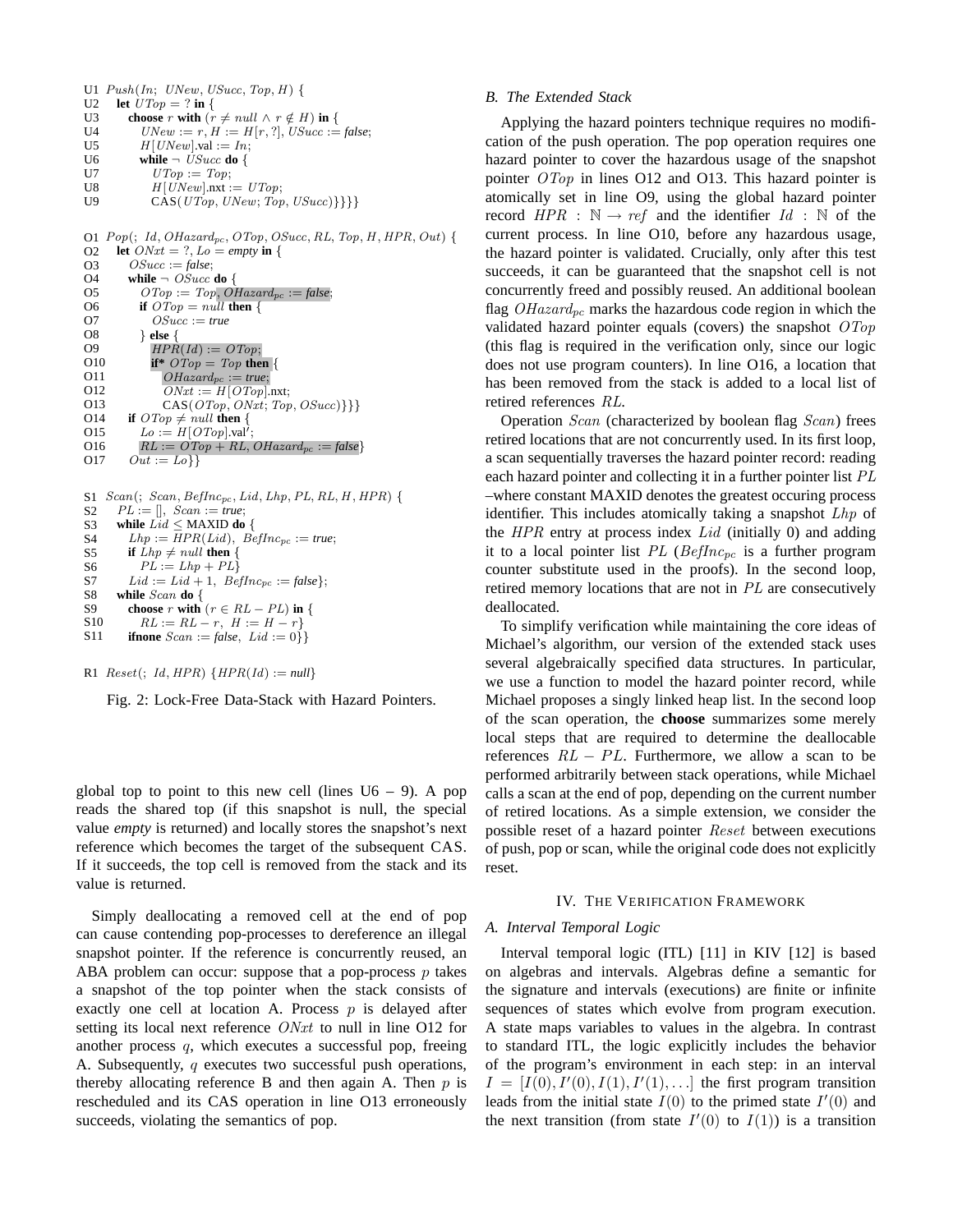```
U1  Push(In; UNew, USucc, Top, H) {
U2    let UTop = ? in {
U3      choose r with (r ≠ null ∧ r ∉ H) in {
U4        UNew := r, H := H[r, ?], USucc := false;
U5        H[UNew].val := In;
U6        while ¬ USucc do {
U7          UTop := Top;
U8          H[UNew].nxt := UTop;
U9          CAS(UTop, UNew; Top, USucc)}}}}

O1  Pop(; Id, OHazard_pc, OTop, OSucc, RL, Top, H, HPR, Out) {
O2    let ONxt = ?, Lo = empty in {
O3      OSucc := false;
O4      while ¬ OSucc do {
O5        OTop := Top, OHazard_pc := false;
O6        if OTop = null then {
O7          OSucc := true
O8        } else {
O9          HPR(Id) := OTop;
O10         if* OTop = Top then {
O11           OHazard_pc := true;
O12           ONxt := H[OTop].nxt;
O13           CAS(OTop, ONxt; Top, OSucc)}}}
O14     if OTop ≠ null then {
O15       Lo := H[OTop].val';
O16       RL := OTop + RL, OHazard_pc := false}
O17     Out := Lo}}

S1  Scan(; Scan, BefInc_pc, Lid, Lhp, PL, RL, H, HPR) {
S2    PL := [], Scan := true;
S3    while Lid ≤ MAXID do {
S4      Lhp := HPR(Lid), BefInc_pc := true;
S5      if Lhp ≠ null then {
S6        PL := Lhp + PL}
S7      Lid := Lid + 1, BefInc_pc := false};
S8    while Scan do {
S9      choose r with (r ∈ RL − PL) in {
S10       RL := RL − r, H := H − r}
S11     ifnone Scan := false, Lid := 0}}

R1  Reset(; Id, HPR) {HPR(Id) := null}
```

Fig. 2: Lock-Free Data-Stack with Hazard Pointers.

global top to point to this new cell (lines U6 – 9). A pop reads the shared top (if this snapshot is null, the special value *empty* is returned) and locally stores the snapshot's next reference which becomes the target of the subsequent CAS. If it succeeds, the top cell is removed from the stack and its value is returned.

Simply deallocating a removed cell at the end of pop can cause contending pop-processes to dereference an illegal snapshot pointer. If the reference is concurrently reused, an ABA problem can occur: suppose that a pop-process $p$ takes a snapshot of the top pointer when the stack consists of exactly one cell at location A. Process $p$ is delayed after setting its local next reference $ONxt$ to null in line O12 for another process $q$, which executes a successful pop, freeing A. Subsequently, $q$ executes two successful push operations, thereby allocating reference B and then again A. Then $p$ is rescheduled and its CAS operation in line O13 erroneously succeeds, violating the semantics of pop.

### B. The Extended Stack

Applying the hazard pointers technique requires no modification of the push operation. The pop operation requires one hazard pointer to cover the hazardous usage of the snapshot pointer $OTop$ in lines O12 and O13. This hazard pointer is atomically set in line O9, using the global hazard pointer record $HPR : \mathbb{N} \rightarrow ref$ and the identifier $Id : \mathbb{N}$ of the current process. In line O10, before any hazardous usage, the hazard pointer is validated. Crucially, only after this test succeeds, it can be guaranteed that the snapshot cell is not concurrently freed and possibly reused. An additional boolean flag $OHazard_{pc}$ marks the hazardous code region in which the validated hazard pointer equals (covers) the snapshot $OTop$ (this flag is required in the verification only, since our logic does not use program counters). In line O16, a location that has been removed from the stack is added to a local list of retired references $RL$.

Operation $Scan$ (characterized by boolean flag $Scan$) frees retired locations that are not concurrently used. In its first loop, a scan sequentially traverses the hazard pointer record: reading each hazard pointer and collecting it in a further pointer list $PL$ –where constant MAXID denotes the greatest occuring process identifier. This includes atomically taking a snapshot $Lhp$ of the $HPR$ entry at process index $Lid$ (initially 0) and adding it to a local pointer list $PL$ ($BefInc_{pc}$ is a further program counter substitute used in the proofs). In the second loop, retired memory locations that are not in $PL$ are consecutively deallocated.

To simplify verification while maintaining the core ideas of Michael's algorithm, our version of the extended stack uses several algebraically specified data structures. In particular, we use a function to model the hazard pointer record, while Michael proposes a singly linked heap list. In the second loop of the scan operation, the **choose** summarizes some merely local steps that are required to determine the deallocable references $RL - PL$. Furthermore, we allow a scan to be performed arbitrarily between stack operations, while Michael calls a scan at the end of pop, depending on the current number of retired locations. As a simple extension, we consider the possible reset of a hazard pointer $Reset$ between executions of push, pop or scan, while the original code does not explicitly reset.

## IV. The Verification Framework

### A. Interval Temporal Logic

Interval temporal logic (ITL) [11] in KIV [12] is based on algebras and intervals. Algebras define a semantic for the signature and intervals (executions) are finite or infinite sequences of states which evolve from program execution. A state maps variables to values in the algebra. In contrast to standard ITL, the logic explicitly includes the behavior of the program's environment in each step: in an interval $I = [I(0), I'(0), I(1), I'(1), \ldots]$ the first program transition leads from the initial state $I(0)$ to the primed state $I'(0)$ and the next transition (from state $I'(0)$ to $I(1)$) is a transition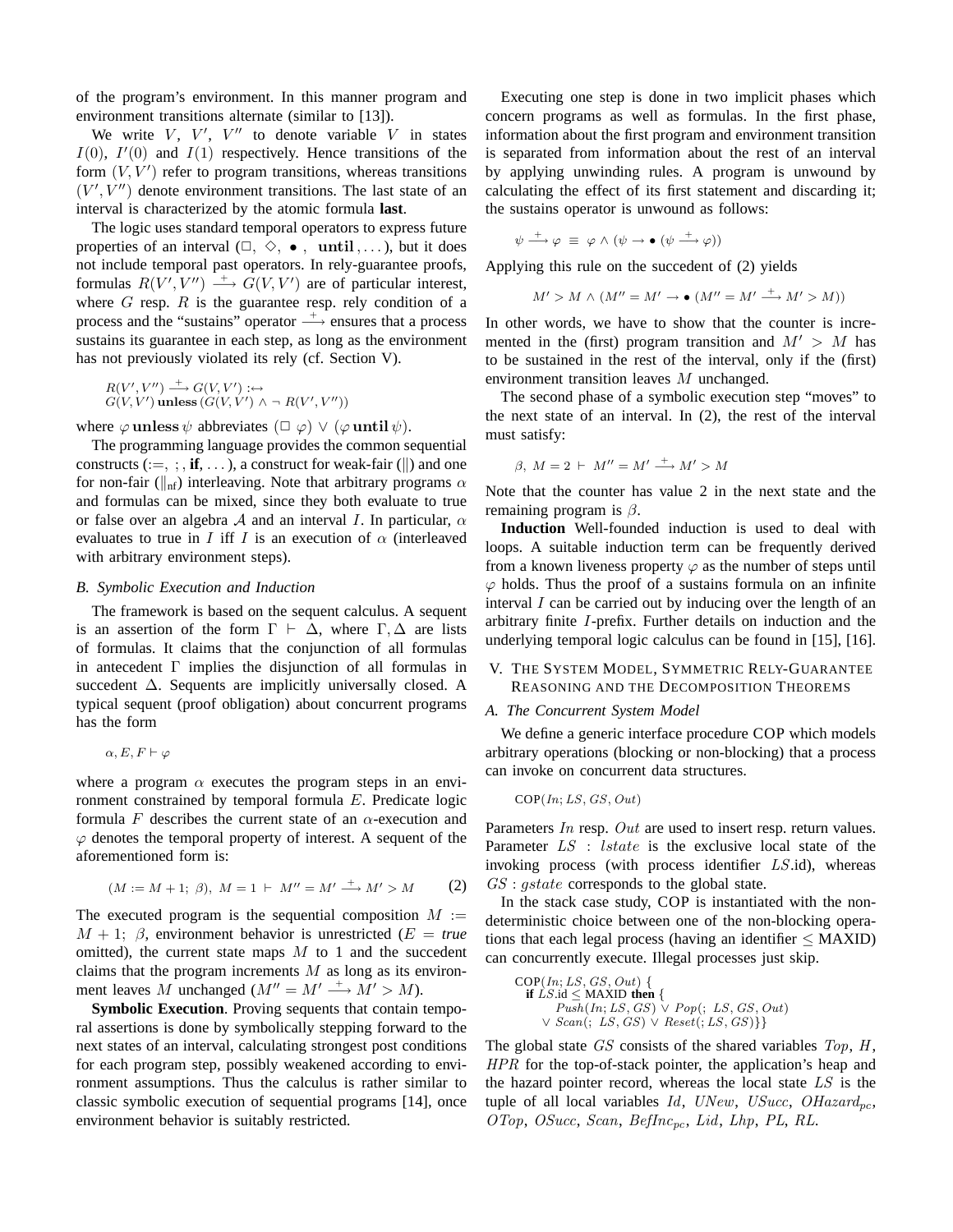of the program's environment. In this manner program and environment transitions alternate (similar to [13]).

We write $V$, $V'$, $V''$ to denote variable $V$ in states $I(0)$, $I'(0)$ and $I(1)$ respectively. Hence transitions of the form $(V, V')$ refer to program transitions, whereas transitions $(V', V'')$ denote environment transitions. The last state of an interval is characterized by the atomic formula **last**.

The logic uses standard temporal operators to express future properties of an interval ($\Box$, $\Diamond$, $\bullet$ , $\mathbf{until}, \dots$), but it does not include temporal past operators. In rely-guarantee proofs, formulas $R(V', V'') \xrightarrow{+} G(V, V')$ are of particular interest, where $G$ resp. $R$ is the guarantee resp. rely condition of a process and the "sustains" operator $\xrightarrow{+}$ ensures that a process sustains its guarantee in each step, as long as the environment has not previously violated its rely (cf. Section V).

$$R(V', V'') \xrightarrow{+} G(V, V') :\leftrightarrow$$
$$G(V, V')\ \mathbf{unless}\ (G(V, V') \wedge \neg\ R(V', V''))$$

where $\varphi\ \mathbf{unless}\ \psi$ abbreviates $(\Box\ \varphi) \vee (\varphi\ \mathbf{until}\ \psi)$.

The programming language provides the common sequential constructs (:=, ; , **if**, ...), a construct for weak-fair ($\|$) and one for non-fair ($\|_{nf}$) interleaving. Note that arbitrary programs $\alpha$ and formulas can be mixed, since they both evaluate to true or false over an algebra $\mathcal{A}$ and an interval $I$. In particular, $\alpha$ evaluates to true in $I$ iff $I$ is an execution of $\alpha$ (interleaved with arbitrary environment steps).

### B. Symbolic Execution and Induction

The framework is based on the sequent calculus. A sequent is an assertion of the form $\Gamma \vdash \Delta$, where $\Gamma, \Delta$ are lists of formulas. It claims that the conjunction of all formulas in antecedent $\Gamma$ implies the disjunction of all formulas in succedent $\Delta$. Sequents are implicitly universally closed. A typical sequent (proof obligation) about concurrent programs has the form

$$\alpha, E, F \vdash \varphi$$

where a program $\alpha$ executes the program steps in an environment constrained by temporal formula $E$. Predicate logic formula $F$ describes the current state of an $\alpha$-execution and $\varphi$ denotes the temporal property of interest. A sequent of the aforementioned form is:

$$(M := M + 1;\ \beta),\ M = 1 \ \vdash\ M'' = M' \xrightarrow{+} M' > M \qquad (2)$$

The executed program is the sequential composition $M := M + 1;\ \beta$, environment behavior is unrestricted ($E =$ *true* omitted), the current state maps $M$ to 1 and the succedent claims that the program increments $M$ as long as its environment leaves $M$ unchanged ($M'' = M' \xrightarrow{+} M' > M$).

**Symbolic Execution**. Proving sequents that contain temporal assertions is done by symbolically stepping forward to the next states of an interval, calculating strongest post conditions for each program step, possibly weakened according to environment assumptions. Thus the calculus is rather similar to classic symbolic execution of sequential programs [14], once environment behavior is suitably restricted.

Executing one step is done in two implicit phases which concern programs as well as formulas. In the first phase, information about the first program and environment transition is separated from information about the rest of an interval by applying unwinding rules. A program is unwound by calculating the effect of its first statement and discarding it; the sustains operator is unwound as follows:

$$\psi \xrightarrow{+} \varphi \ \equiv\ \varphi \wedge (\psi \rightarrow \bullet\ (\psi \xrightarrow{+} \varphi))$$

Applying this rule on the succedent of (2) yields

$$M' > M \wedge (M'' = M' \rightarrow \bullet\ (M'' = M' \xrightarrow{+} M' > M))$$

In other words, we have to show that the counter is incremented in the (first) program transition and $M' > M$ has to be sustained in the rest of the interval, only if the (first) environment transition leaves $M$ unchanged.

The second phase of a symbolic execution step "moves" to the next state of an interval. In (2), the rest of the interval must satisfy:

$$\beta,\ M = 2 \ \vdash\ M'' = M' \xrightarrow{+} M' > M$$

Note that the counter has value 2 in the next state and the remaining program is $\beta$.

**Induction** Well-founded induction is used to deal with loops. A suitable induction term can be frequently derived from a known liveness property $\varphi$ as the number of steps until $\varphi$ holds. Thus the proof of a sustains formula on an infinite interval $I$ can be carried out by inducing over the length of an arbitrary finite $I$-prefix. Further details on induction and the underlying temporal logic calculus can be found in [15], [16].

## V. The System Model, Symmetric Rely-Guarantee Reasoning and the Decomposition Theorems

### A. The Concurrent System Model

We define a generic interface procedure COP which models arbitrary operations (blocking or non-blocking) that a process can invoke on concurrent data structures.

$$\text{COP}(In; LS, GS, Out)$$

Parameters $In$ resp. $Out$ are used to insert resp. return values. Parameter $LS : lstate$ is the exclusive local state of the invoking process (with process identifier $LS$.id), whereas $GS : gstate$ corresponds to the global state.

In the stack case study, COP is instantiated with the nondeterministic choice between one of the non-blocking operations that each legal process (having an identifier $\leq$ MAXID) can concurrently execute. Illegal processes just skip.

```
COP(In; LS, GS, Out) {
  if LS.id ≤ MAXID then {
       Push(In; LS, GS) ∨ Pop(; LS, GS, Out)
     ∨ Scan(; LS, GS) ∨ Reset(; LS, GS)}}
```

The global state $GS$ consists of the shared variables $Top$, $H$, $HPR$ for the top-of-stack pointer, the application's heap and the hazard pointer record, whereas the local state $LS$ is the tuple of all local variables $Id$, $UNew$, $USucc$, $OHazard_{pc}$, $OTop$, $OSucc$, $Scan$, $BefInc_{pc}$, $Lid$, $Lhp$, $PL$, $RL$.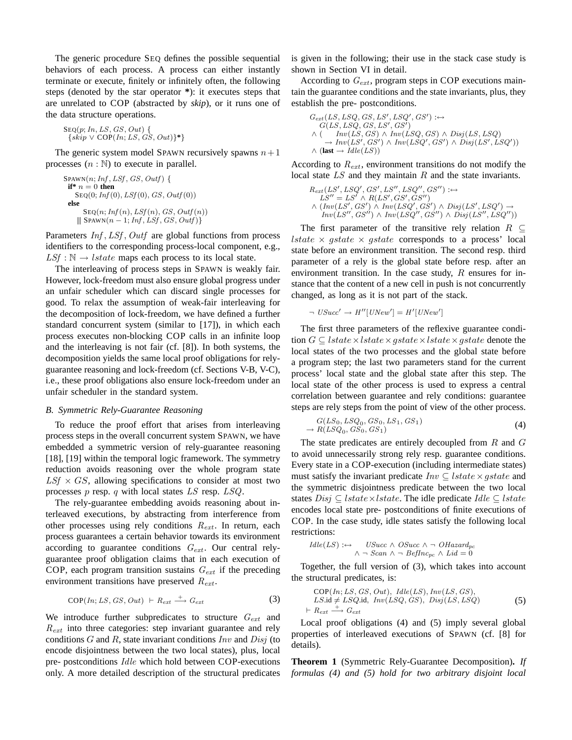The generic procedure SEQ defines the possible sequential behaviors of each process. A process can either instantly terminate or execute, finitely or infinitely often, the following steps (denoted by the star operator **\***): it executes steps that are unrelated to COP (abstracted by ***skip***), or it runs one of the data structure operations.

$$\begin{array}{l}\text{SEQ}(p; In, LS, GS, Out)\ \{\\ \quad \{skip \lor \text{COP}(In; LS, GS, Out)\}^{\boldsymbol{*}}\}\end{array}$$

The generic system model SPAWN recursively spawns $n+1$ processes ($n : \mathbb{N}$) to execute in parallel.

$$\begin{array}{l}\text{SPAWN}(n; \mathit{Inf}, \mathit{LSf}, GS, \mathit{Outf})\ \{\\ \quad \textbf{if*}\ n = 0\ \textbf{then}\\ \quad\quad \text{SEQ}(0; \mathit{Inf}(0), \mathit{LSf}(0), GS, \mathit{Outf}(0))\\ \quad \textbf{else}\\ \quad\quad\quad \text{SEQ}(n; \mathit{Inf}(n), \mathit{LSf}(n), GS, \mathit{Outf}(n))\\ \quad\quad \parallel \text{SPAWN}(n-1; \mathit{Inf}, \mathit{LSf}, GS, \mathit{Outf})\}\end{array}$$

Parameters $\mathit{Inf}, \mathit{LSf}, \mathit{Outf}$ are global functions from process identifiers to the corresponding process-local component, e.g., $\mathit{LSf} : \mathbb{N} \to lstate$ maps each process to its local state.

The interleaving of process steps in SPAWN is weakly fair. However, lock-freedom must also ensure global progress under an unfair scheduler which can discard single processes for good. To relax the assumption of weak-fair interleaving for the decomposition of lock-freedom, we have defined a further standard concurrent system (similar to [17]), in which each process executes non-blocking COP calls in an infinite loop and the interleaving is not fair (cf. [8]). In both systems, the decomposition yields the same local proof obligations for rely-guarantee reasoning and lock-freedom (cf. Sections V-B, V-C), i.e., these proof obligations also ensure lock-freedom under an unfair scheduler in the standard system.

### *B. Symmetric Rely-Guarantee Reasoning*

To reduce the proof effort that arises from interleaving process steps in the overall concurrent system SPAWN, we have embedded a symmetric version of rely-guarantee reasoning [18], [19] within the temporal logic framework. The symmetry reduction avoids reasoning over the whole program state $\mathit{LSf} \times GS$, allowing specifications to consider at most two processes $p$ resp. $q$ with local states $LS$ resp. $LSQ$.

The rely-guarantee embedding avoids reasoning about interleaved executions, by abstracting from interference from other processes using rely conditions $R_{ext}$. In return, each process guarantees a certain behavior towards its environment according to guarantee conditions $G_{ext}$. Our central rely-guarantee proof obligation claims that in each execution of COP, each program transition sustains $G_{ext}$ if the preceding environment transitions have preserved $R_{ext}$.

$$\text{COP}(In; LS, GS, Out)\ \vdash R_{ext} \xrightarrow{+} G_{ext} \tag{3}$$

We introduce further subpredicates to structure $G_{ext}$ and $R_{ext}$ into three categories: step invariant guarantee and rely conditions $G$ and $R$, state invariant conditions $Inv$ and $Disj$ (to encode disjointness between the two local states), plus, local pre- postconditions $Idle$ which hold between COP-executions only. A more detailed description of the structural predicates is given in the following; their use in the stack case study is shown in Section VI in detail.

According to $G_{ext}$, program steps in COP executions maintain the guarantee conditions and the state invariants, plus, they establish the pre- postconditions.

$$\begin{array}{l}G_{ext}(LS, LSQ, GS, LS', LSQ', GS') :\leftrightarrow\\ \quad G(LS, LSQ, GS, LS', GS')\\ \land\ (\quad Inv(LS, GS) \land Inv(LSQ, GS) \land Disj(LS, LSQ)\\ \quad\quad \to Inv(LS', GS') \land Inv(LSQ', GS') \land Disj(LS', LSQ'))\\ \land\ (\textbf{last} \to Idle(LS))\end{array}$$

According to $R_{ext}$, environment transitions do not modify the local state $LS$ and they maintain $R$ and the state invariants.

$$\begin{array}{l}R_{ext}(LS', LSQ', GS', LS'', LSQ'', GS'') :\leftrightarrow\\ \quad LS'' = LS' \land R(LS', GS', GS'')\\ \land\ (Inv(LS', GS') \land Inv(LSQ', GS') \land Disj(LS', LSQ') \to\\ \quad Inv(LS'', GS'') \land Inv(LSQ'', GS'') \land Disj(LS'', LSQ''))\end{array}$$

The first parameter of the transitive rely relation $R \subseteq lstate \times gstate \times gstate$ corresponds to a process' local state before an environment transition. The second resp. third parameter of a rely is the global state before resp. after an environment transition. In the case study, $R$ ensures for instance that the content of a new cell in push is not concurrently changed, as long as it is not part of the stack.

$$\neg\ USucc' \to H''[UNew'] = H'[UNew']$$

The first three parameters of the reflexive guarantee condition $G \subseteq lstate \times lstate \times gstate \times lstate \times gstate$ denote the local states of the two processes and the global state before a program step; the last two parameters stand for the current process' local state and the global state after this step. The local state of the other process is used to express a central correlation between guarantee and rely conditions: guarantee steps are rely steps from the point of view of the other process.

$$\begin{array}{l}G(LS_0, LSQ_0, GS_0, LS_1, GS_1)\\ \to R(LSQ_0, GS_0, GS_1)\end{array} \tag{4}$$

The state predicates are entirely decoupled from $R$ and $G$ to avoid unnecessarily strong rely resp. guarantee conditions. Every state in a COP-execution (including intermediate states) must satisfy the invariant predicate $Inv \subseteq lstate \times gstate$ and the symmetric disjointness predicate between the two local states $Disj \subseteq lstate \times lstate$. The idle predicate $Idle \subseteq lstate$ encodes local state pre- postconditions of finite executions of COP. In the case study, idle states satisfy the following local restrictions:

$$\begin{array}{l}Idle(LS) :\leftrightarrow \quad USucc \land OSucc \land \neg\ OHazard_{pc}\\ \quad\quad\quad\quad\quad \land\ \neg\ Scan \land \neg\ BefInc_{pc} \land Lid = 0\end{array}$$

Together, the full version of (3), which takes into account the structural predicates, is:

$$\begin{array}{l}\text{COP}(In; LS, GS, Out),\ Idle(LS), Inv(LS, GS),\\ LS.\text{id} \neq LSQ.\text{id},\ Inv(LSQ, GS),\ Disj(LS, LSQ)\\ \vdash R_{ext} \xrightarrow{+} G_{ext}\end{array} \tag{5}$$

Local proof obligations (4) and (5) imply several global properties of interleaved executions of SPAWN (cf. [8] for details).

**Theorem 1** (Symmetric Rely-Guarantee Decomposition)**.** *If formulas (4) and (5) hold for two arbitrary disjoint local*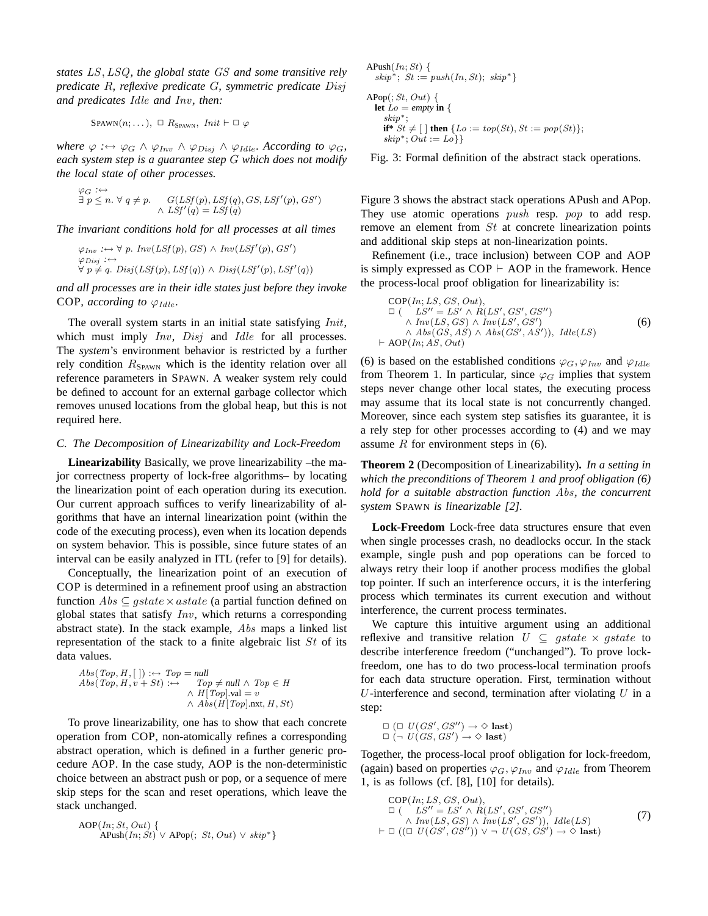*states $LS, LSQ$, the global state $GS$ and some transitive rely predicate $R$, reflexive predicate $G$, symmetric predicate $Disj$ and predicates $Idle$ and $Inv$, then:*

$$\text{SPAWN}(n;\dots),\ \Box\ R_{\text{SPAWN}},\ Init \vdash \Box\ \varphi$$

*where $\varphi :\leftrightarrow \varphi_G \wedge \varphi_{Inv} \wedge \varphi_{Disj} \wedge \varphi_{Idle}$. According to $\varphi_G$, each system step is a guarantee step $G$ which does not modify the local state of other processes.*

$$\begin{aligned}&\varphi_G :\leftrightarrow\\ &\exists\ p \le n.\ \forall\ q \ne p.\quad G(LSf(p), LSf(q), GS, LSf'(p), GS')\\ &\qquad\qquad\qquad\qquad \wedge\ LSf'(q) = LSf(q)\end{aligned}$$

*The invariant conditions hold for all processes at all times*

$$\begin{aligned}&\varphi_{Inv} :\leftrightarrow \forall\ p.\ Inv(LSf(p), GS) \wedge Inv(LSf'(p), GS')\\ &\varphi_{Disj} :\leftrightarrow\\ &\forall\ p \ne q.\ Disj(LSf(p), LSf(q)) \wedge Disj(LSf'(p), LSf'(q))\end{aligned}$$

*and all processes are in their idle states just before they invoke* COP*, according to $\varphi_{Idle}$.*

The overall system starts in an initial state satisfying $Init$, which must imply $Inv$, $Disj$ and $Idle$ for all processes. The *system*'s environment behavior is restricted by a further rely condition $R_{\text{SPAWN}}$ which is the identity relation over all reference parameters in SPAWN. A weaker system rely could be defined to account for an external garbage collector which removes unused locations from the global heap, but this is not required here.

### C. The Decomposition of Linearizability and Lock-Freedom

**Linearizability** Basically, we prove linearizability –the major correctness property of lock-free algorithms– by locating the linearization point of each operation during its execution. Our current approach suffices to verify linearizability of algorithms that have an internal linearization point (within the code of the executing process), even when its location depends on system behavior. This is possible, since future states of an interval can be easily analyzed in ITL (refer to [9] for details).

Conceptually, the linearization point of an execution of COP is determined in a refinement proof using an abstraction function $Abs \subseteq gstate \times astate$ (a partial function defined on global states that satisfy $Inv$, which returns a corresponding abstract state). In the stack example, $Abs$ maps a linked list representation of the stack to a finite algebraic list $St$ of its data values.

$$\begin{aligned}&Abs(Top, H, [\,]) :\leftrightarrow Top = null\\ &Abs(Top, H, v + St) :\leftrightarrow \quad Top \ne null \wedge Top \in H\\ &\qquad\qquad\qquad\qquad \wedge\ H[Top].\text{val} = v\\ &\qquad\qquad\qquad\qquad \wedge\ Abs(H[Top].\text{nxt}, H, St)\end{aligned}$$

To prove linearizability, one has to show that each concrete operation from COP, non-atomically refines a corresponding abstract operation, which is defined in a further generic procedure AOP. In the case study, AOP is the non-deterministic choice between an abstract push or pop, or a sequence of mere skip steps for the scan and reset operations, which leave the stack unchanged.

```
AOP(In; St, Out) {
    APush(In; St) ∨ APop(; St, Out) ∨ skip*}
```

```
APush(In; St) {
  skip*;  St := push(In, St);  skip*}

APop(; St, Out) {
  let Lo = empty in {
    skip*;
    if* St ≠ [ ] then {Lo := top(St), St := pop(St)};
    skip*; Out := Lo}}
```

Fig. 3: Formal definition of the abstract stack operations.

Figure 3 shows the abstract stack operations APush and APop. They use atomic operations $push$ resp. $pop$ to add resp. remove an element from $St$ at concrete linearization points and additional skip steps at non-linearization points.

Refinement (i.e., trace inclusion) between COP and AOP is simply expressed as COP $\vdash$ AOP in the framework. Hence the process-local proof obligation for linearizability is:

$$\begin{aligned}&\text{COP}(In; LS, GS, Out),\\ &\Box\ (\quad LS'' = LS' \wedge R(LS', GS', GS'')\\ &\quad \wedge\ Inv(LS, GS) \wedge Inv(LS', GS')\\ &\quad \wedge\ Abs(GS, AS) \wedge Abs(GS', AS')),\ \ Idle(LS)\\ &\vdash \text{AOP}(In; AS, Out)\end{aligned} \tag{6}$$

(6) is based on the established conditions $\varphi_G, \varphi_{Inv}$ and $\varphi_{Idle}$ from Theorem 1. In particular, since $\varphi_G$ implies that system steps never change other local states, the executing process may assume that its local state is not concurrently changed. Moreover, since each system step satisfies its guarantee, it is a rely step for other processes according to (4) and we may assume $R$ for environment steps in (6).

**Theorem 2** (Decomposition of Linearizability)**.** *In a setting in which the preconditions of Theorem 1 and proof obligation (6) hold for a suitable abstraction function $Abs$, the concurrent system* SPAWN *is linearizable [2].*

**Lock-Freedom** Lock-free data structures ensure that even when single processes crash, no deadlocks occur. In the stack example, single push and pop operations can be forced to always retry their loop if another process modifies the global top pointer. If such an interference occurs, it is the interfering process which terminates its current execution and without interference, the current process terminates.

We capture this intuitive argument using an additional reflexive and transitive relation $U \subseteq gstate \times gstate$ to describe interference freedom ("unchanged"). To prove lock-freedom, one has to do two process-local termination proofs for each data structure operation. First, termination without $U$-interference and second, termination after violating $U$ in a step:

$$\begin{aligned}&\Box\ (\Box\ U(GS', GS'') \rightarrow \Diamond\ \textbf{last})\\ &\Box\ (\neg\ U(GS, GS') \rightarrow \Diamond\ \textbf{last})\end{aligned}$$

Together, the process-local proof obligation for lock-freedom, (again) based on properties $\varphi_G, \varphi_{Inv}$ and $\varphi_{Idle}$ from Theorem 1, is as follows (cf. [8], [10] for details).

$$\begin{aligned}&\text{COP}(In; LS, GS, Out),\\ &\Box\ (\quad LS'' = LS' \wedge R(LS', GS', GS'')\\ &\quad \wedge\ Inv(LS, GS) \wedge Inv(LS', GS')),\ \ Idle(LS)\\ &\vdash \Box\ ((\Box\ U(GS', GS'')) \vee \neg\ U(GS, GS') \rightarrow \Diamond\ \textbf{last})\end{aligned} \tag{7}$$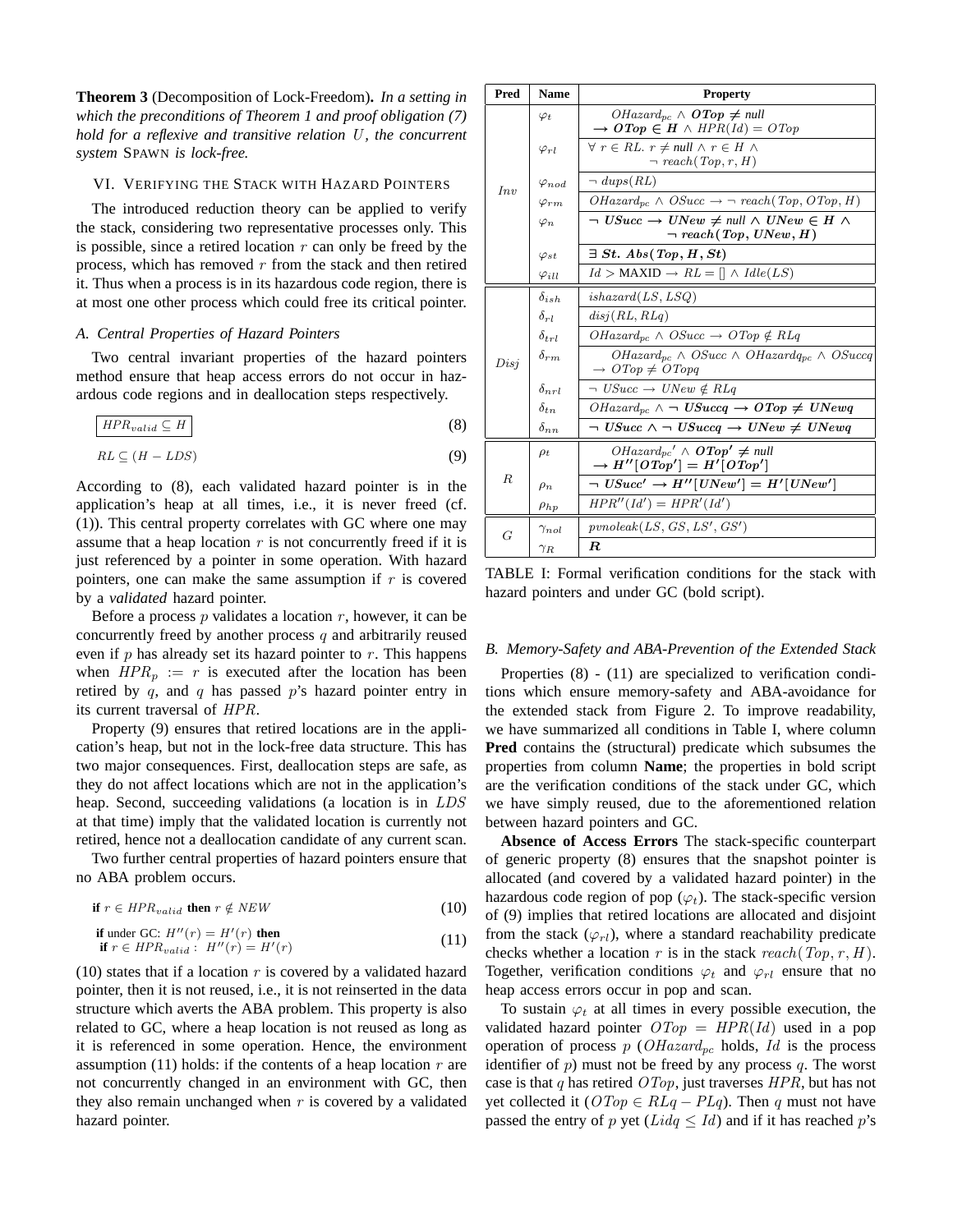**Theorem 3** (Decomposition of Lock-Freedom)**.** *In a setting in which the preconditions of Theorem 1 and proof obligation (7) hold for a reflexive and transitive relation $U$, the concurrent system* SPAWN *is lock-free.*

## VI. Verifying the Stack with Hazard Pointers

The introduced reduction theory can be applied to verify the stack, considering two representative processes only. This is possible, since a retired location $r$ can only be freed by the process, which has removed $r$ from the stack and then retired it. Thus when a process is in its hazardous code region, there is at most one other process which could free its critical pointer.

### A. Central Properties of Hazard Pointers

Two central invariant properties of the hazard pointers method ensure that heap access errors do not occur in hazardous code regions and in deallocation steps respectively.

$$\boxed{HPR_{valid} \subseteq H} \tag{8}$$

$$RL \subseteq (H - LDS) \tag{9}$$

According to (8), each validated hazard pointer is in the application's heap at all times, i.e., it is never freed (cf. (1)). This central property correlates with GC where one may assume that a heap location $r$ is not concurrently freed if it is just referenced by a pointer in some operation. With hazard pointers, one can make the same assumption if $r$ is covered by a *validated* hazard pointer.

Before a process $p$ validates a location $r$, however, it can be concurrently freed by another process $q$ and arbitrarily reused even if $p$ has already set its hazard pointer to $r$. This happens when $HPR_p := r$ is executed after the location has been retired by $q$, and $q$ has passed $p$'s hazard pointer entry in its current traversal of $HPR$.

Property (9) ensures that retired locations are in the application's heap, but not in the lock-free data structure. This has two major consequences. First, deallocation steps are safe, as they do not affect locations which are not in the application's heap. Second, succeeding validations (a location is in $LDS$ at that time) imply that the validated location is currently not retired, hence not a deallocation candidate of any current scan.

Two further central properties of hazard pointers ensure that no ABA problem occurs.

$$\textbf{if } r \in HPR_{valid} \textbf{ then } r \notin NEW \tag{10}$$

$$\begin{array}{l}\textbf{if } \text{under GC: } H''(r) = H'(r) \textbf{ then} \\ \textbf{ if } r \in HPR_{valid}: \; H''(r) = H'(r)\end{array} \tag{11}$$

(10) states that if a location $r$ is covered by a validated hazard pointer, then it is not reused, i.e., it is not reinserted in the data structure which averts the ABA problem. This property is also related to GC, where a heap location is not reused as long as it is referenced in some operation. Hence, the environment assumption (11) holds: if the contents of a heap location $r$ are not concurrently changed in an environment with GC, then they also remain unchanged when $r$ is covered by a validated hazard pointer.

| Pred | Name | Property |
|---|---|---|
| $Inv$ | $\varphi_t$ | $OHazard_{pc} \wedge \boldsymbol{OTop \neq null} \rightarrow \boldsymbol{OTop \in H} \wedge HPR(Id) = OTop$ |
| | $\varphi_{rl}$ | $\forall\, r \in RL.\ r \neq null \wedge r \in H \wedge \neg\, reach(Top, r, H)$ |
| | $\varphi_{nod}$ | $\neg\, dups(RL)$ |
| | $\varphi_{rm}$ | $OHazard_{pc} \wedge OSucc \rightarrow \neg\, reach(Top, OTop, H)$ |
| | $\varphi_n$ | $\boldsymbol{\neg\, USucc \rightarrow UNew \neq null \wedge UNew \in H \wedge \neg\, reach(Top, UNew, H)}$ |
| | $\varphi_{st}$ | $\boldsymbol{\exists\, St.\ Abs(Top, H, St)}$ |
| | $\varphi_{ill}$ | $Id > \text{MAXID} \rightarrow RL = [] \wedge Idle(LS)$ |
| $Disj$ | $\delta_{ish}$ | $ishazard(LS, LSQ)$ |
| | $\delta_{rl}$ | $disj(RL, RLq)$ |
| | $\delta_{trl}$ | $OHazard_{pc} \wedge OSucc \rightarrow OTop \notin RLq$ |
| | $\delta_{rm}$ | $OHazard_{pc} \wedge OSucc \wedge OHazardq_{pc} \wedge OSuccq \rightarrow OTop \neq OTopq$ |
| | $\delta_{nrl}$ | $\neg\, USucc \rightarrow UNew \notin RLq$ |
| | $\delta_{tn}$ | $OHazard_{pc} \wedge \boldsymbol{\neg\, USuccq \rightarrow OTop \neq UNewq}$ |
| | $\delta_{nn}$ | $\boldsymbol{\neg\, USucc \wedge \neg\, USuccq \rightarrow UNew \neq UNewq}$ |
| $R$ | $\rho_t$ | $OHazard_{pc}{}' \wedge \boldsymbol{OTop' \neq null} \rightarrow \boldsymbol{H''[OTop'] = H'[OTop']}$ |
| | $\rho_n$ | $\boldsymbol{\neg\, USucc' \rightarrow H''[UNew'] = H'[UNew']}$ |
| | $\rho_{hp}$ | $HPR''(Id') = HPR'(Id')$ |
| $G$ | $\gamma_{nol}$ | $pvnoleak(LS, GS, LS', GS')$ |
| | $\gamma_R$ | $\boldsymbol{R}$ |

TABLE I: Formal verification conditions for the stack with hazard pointers and under GC (bold script).

### B. Memory-Safety and ABA-Prevention of the Extended Stack

Properties (8) - (11) are specialized to verification conditions which ensure memory-safety and ABA-avoidance for the extended stack from Figure 2. To improve readability, we have summarized all conditions in Table I, where column **Pred** contains the (structural) predicate which subsumes the properties from column **Name**; the properties in bold script are the verification conditions of the stack under GC, which we have simply reused, due to the aforementioned relation between hazard pointers and GC.

**Absence of Access Errors** The stack-specific counterpart of generic property (8) ensures that the snapshot pointer is allocated (and covered by a validated hazard pointer) in the hazardous code region of pop ($\varphi_t$). The stack-specific version of (9) implies that retired locations are allocated and disjoint from the stack ($\varphi_{rl}$), where a standard reachability predicate checks whether a location $r$ is in the stack $reach(Top, r, H)$. Together, verification conditions $\varphi_t$ and $\varphi_{rl}$ ensure that no heap access errors occur in pop and scan.

To sustain $\varphi_t$ at all times in every possible execution, the validated hazard pointer $OTop = HPR(Id)$ used in a pop operation of process $p$ ($OHazard_{pc}$ holds, $Id$ is the process identifier of $p$) must not be freed by any process $q$. The worst case is that $q$ has retired $OTop$, just traverses $HPR$, but has not yet collected it ($OTop \in RLq - PLq$). Then $q$ must not have passed the entry of $p$ yet ($Lidq \leq Id$) and if it has reached $p$'s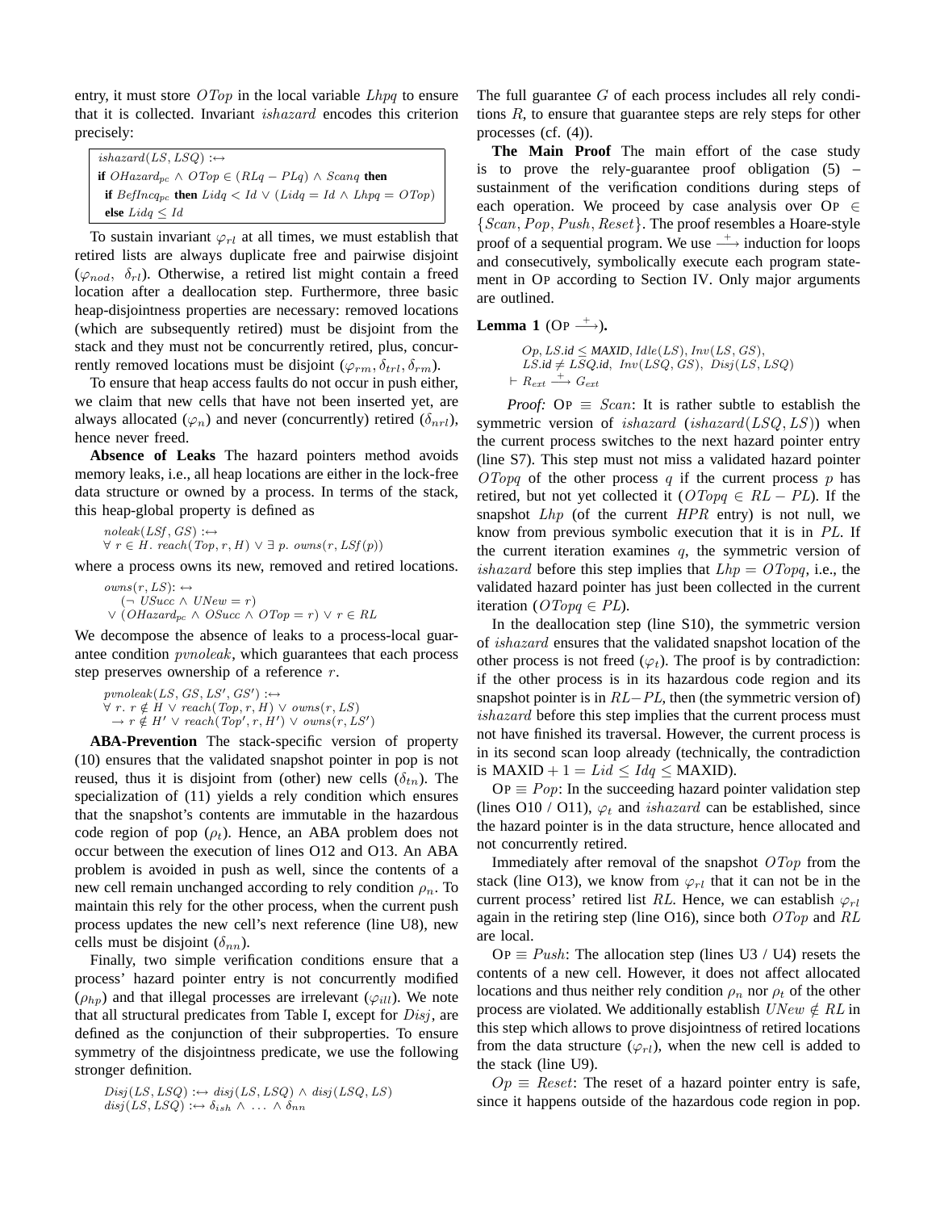entry, it must store $OTop$ in the local variable $Lhpq$ to ensure that it is collected. Invariant $ishazard$ encodes this criterion precisely:

$$
\begin{array}{l}
ishazard(LS, LSQ) :\leftrightarrow \\
\textbf{if } OHazard_{pc} \wedge OTop \in (RLq - PLq) \wedge Scanq \textbf{ then} \\
\quad \textbf{if } BefIncq_{pc} \textbf{ then } Lidq < Id \vee (Lidq = Id \wedge Lhpq = OTop) \\
\quad \textbf{else } Lidq \le Id
\end{array}
$$

To sustain invariant $\varphi_{rl}$ at all times, we must establish that retired lists are always duplicate free and pairwise disjoint ($\varphi_{nod}$, $\delta_{rl}$). Otherwise, a retired list might contain a freed location after a deallocation step. Furthermore, three basic heap-disjointness properties are necessary: removed locations (which are subsequently retired) must be disjoint from the stack and they must not be concurrently retired, plus, concurrently removed locations must be disjoint ($\varphi_{rm}, \delta_{trl}, \delta_{rm}$).

To ensure that heap access faults do not occur in push either, we claim that new cells that have not been inserted yet, are always allocated ($\varphi_n$) and never (concurrently) retired ($\delta_{nrl}$), hence never freed.

**Absence of Leaks** The hazard pointers method avoids memory leaks, i.e., all heap locations are either in the lock-free data structure or owned by a process. In terms of the stack, this heap-global property is defined as

$$
\begin{array}{l}
noleak(LSf, GS) :\leftrightarrow \\
\forall\ r \in H.\ reach(Top, r, H) \vee \exists\ p.\ owns(r, LSf(p))
\end{array}
$$

where a process owns its new, removed and retired locations.

$$
\begin{array}{l}
owns(r, LS) : \leftrightarrow \\
\quad (\neg\ USucc \wedge UNew = r) \\
\vee\ (OHazard_{pc} \wedge OSucc \wedge OTop = r) \vee r \in RL
\end{array}
$$

We decompose the absence of leaks to a process-local guarantee condition $pvnoleak$, which guarantees that each process step preserves ownership of a reference $r$.

$$
\begin{array}{l}
pvnoleak(LS, GS, LS', GS') :\leftrightarrow \\
\forall\ r.\ r \notin H \vee reach(Top, r, H) \vee owns(r, LS) \\
\quad \rightarrow r \notin H' \vee reach(Top', r, H') \vee owns(r, LS')
\end{array}
$$

**ABA-Prevention** The stack-specific version of property (10) ensures that the validated snapshot pointer in pop is not reused, thus it is disjoint from (other) new cells ($\delta_{tn}$). The specialization of (11) yields a rely condition which ensures that the snapshot's contents are immutable in the hazardous code region of pop ($\rho_t$). Hence, an ABA problem does not occur between the execution of lines O12 and O13. An ABA problem is avoided in push as well, since the contents of a new cell remain unchanged according to rely condition $\rho_n$. To maintain this rely for the other process, when the current push process updates the new cell's next reference (line U8), new cells must be disjoint ($\delta_{nn}$).

Finally, two simple verification conditions ensure that a process' hazard pointer entry is not concurrently modified ($\rho_{hp}$) and that illegal processes are irrelevant ($\varphi_{ill}$). We note that all structural predicates from Table I, except for $Disj$, are defined as the conjunction of their subproperties. To ensure symmetry of the disjointness predicate, we use the following stronger definition.

$$
\begin{array}{l}
Disj(LS, LSQ) :\leftrightarrow disj(LS, LSQ) \wedge disj(LSQ, LS) \\
disj(LS, LSQ) :\leftrightarrow \delta_{ish} \wedge \ldots \wedge \delta_{nn}
\end{array}
$$

The full guarantee $G$ of each process includes all rely conditions $R$, to ensure that guarantee steps are rely steps for other processes (cf. (4)).

**The Main Proof** The main effort of the case study is to prove the rely-guarantee proof obligation (5) – sustainment of the verification conditions during steps of each operation. We proceed by case analysis over $\textsc{Op} \in \{Scan, Pop, Push, Reset\}$. The proof resembles a Hoare-style proof of a sequential program. We use $\xrightarrow{+}$ induction for loops and consecutively, symbolically execute each program statement in $\textsc{Op}$ according to Section IV. Only major arguments are outlined.

**Lemma 1** ($\textsc{Op} \xrightarrow{+}$)**.**

$$
\begin{array}{l}
Op, LS.id \le MAXID, Idle(LS), Inv(LS, GS), \\
LS.id \ne LSQ.id,\ Inv(LSQ, GS),\ Disj(LS, LSQ) \\
\vdash R_{ext} \xrightarrow{+} G_{ext}
\end{array}
$$

*Proof:* $\textsc{Op} \equiv Scan$: It is rather subtle to establish the symmetric version of $ishazard$ ($ishazard(LSQ, LS)$) when the current process switches to the next hazard pointer entry (line S7). This step must not miss a validated hazard pointer $OTopq$ of the other process $q$ if the current process $p$ has retired, but not yet collected it ($OTopq \in RL - PL$). If the snapshot $Lhp$ (of the current $HPR$ entry) is not null, we know from previous symbolic execution that it is in $PL$. If the current iteration examines $q$, the symmetric version of $ishazard$ before this step implies that $Lhp = OTopq$, i.e., the validated hazard pointer has just been collected in the current iteration ($OTopq \in PL$).

In the deallocation step (line S10), the symmetric version of $ishazard$ ensures that the validated snapshot location of the other process is not freed ($\varphi_t$). The proof is by contradiction: if the other process is in its hazardous code region and its snapshot pointer is in $RL - PL$, then (the symmetric version of) $ishazard$ before this step implies that the current process must not have finished its traversal. However, the current process is in its second scan loop already (technically, the contradiction is $\text{MAXID} + 1 = Lid \le Idq \le \text{MAXID}$).

$\textsc{Op} \equiv Pop$: In the succeeding hazard pointer validation step (lines O10 / O11), $\varphi_t$ and $ishazard$ can be established, since the hazard pointer is in the data structure, hence allocated and not concurrently retired.

Immediately after removal of the snapshot $OTop$ from the stack (line O13), we know from $\varphi_{rl}$ that it can not be in the current process' retired list $RL$. Hence, we can establish $\varphi_{rl}$ again in the retiring step (line O16), since both $OTop$ and $RL$ are local.

$\textsc{Op} \equiv Push$: The allocation step (lines U3 / U4) resets the contents of a new cell. However, it does not affect allocated locations and thus neither rely condition $\rho_n$ nor $\rho_t$ of the other process are violated. We additionally establish $UNew \notin RL$ in this step which allows to prove disjointness of retired locations from the data structure ($\varphi_{rl}$), when the new cell is added to the stack (line U9).

$Op \equiv Reset$: The reset of a hazard pointer entry is safe, since it happens outside of the hazardous code region in pop.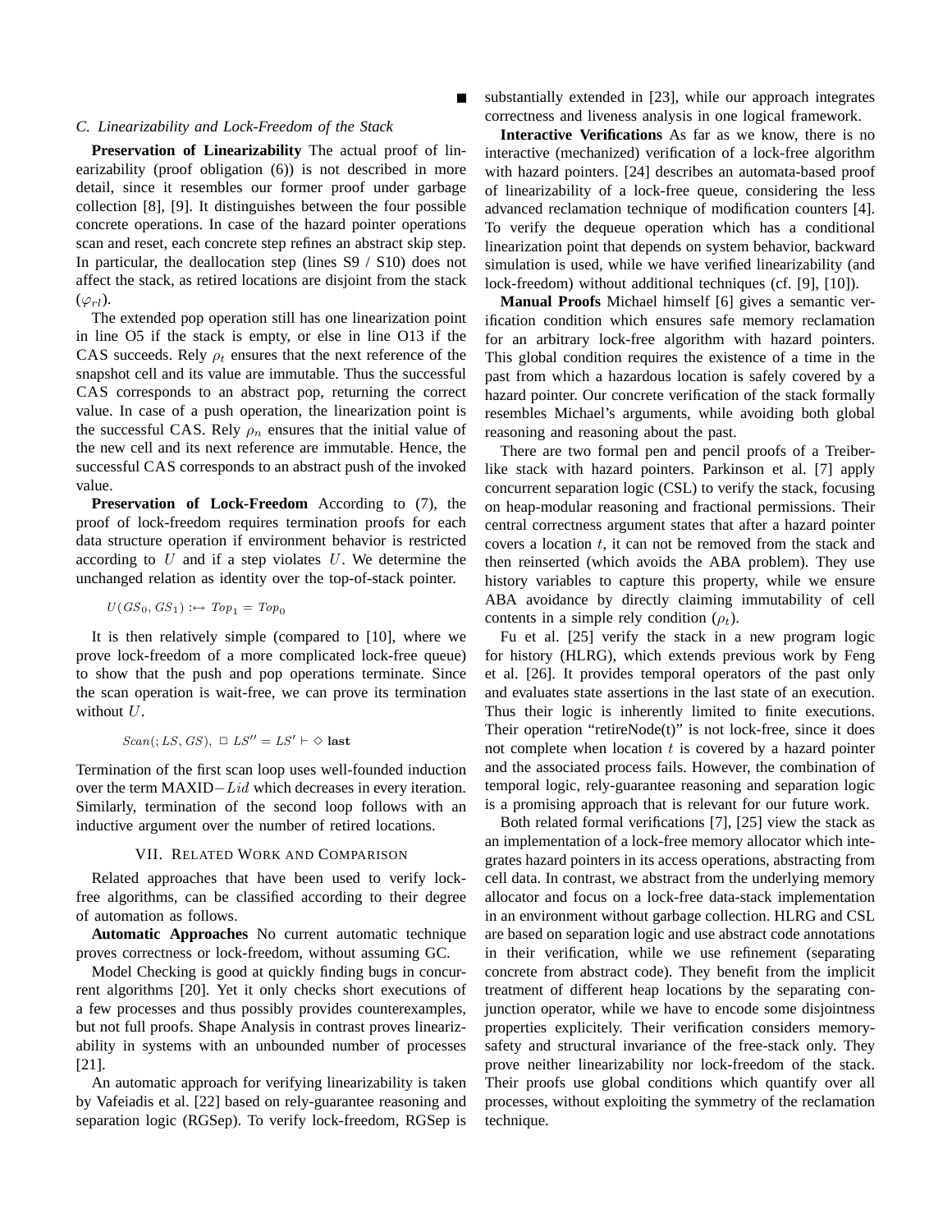### C. Linearizability and Lock-Freedom of the Stack

**Preservation of Linearizability** The actual proof of linearizability (proof obligation (6)) is not described in more detail, since it resembles our former proof under garbage collection [8], [9]. It distinguishes between the four possible concrete operations. In case of the hazard pointer operations scan and reset, each concrete step refines an abstract skip step. In particular, the deallocation step (lines S9 / S10) does not affect the stack, as retired locations are disjoint from the stack ($\varphi_{rl}$).

The extended pop operation still has one linearization point in line O5 if the stack is empty, or else in line O13 if the CAS succeeds. Rely $\rho_t$ ensures that the next reference of the snapshot cell and its value are immutable. Thus the successful CAS corresponds to an abstract pop, returning the correct value. In case of a push operation, the linearization point is the successful CAS. Rely $\rho_n$ ensures that the initial value of the new cell and its next reference are immutable. Hence, the successful CAS corresponds to an abstract push of the invoked value.

**Preservation of Lock-Freedom** According to (7), the proof of lock-freedom requires termination proofs for each data structure operation if environment behavior is restricted according to $U$ and if a step violates $U$. We determine the unchanged relation as identity over the top-of-stack pointer.

$$U(GS_0, GS_1) :\leftrightarrow Top_1 = Top_0$$

It is then relatively simple (compared to [10], where we prove lock-freedom of a more complicated lock-free queue) to show that the push and pop operations terminate. Since the scan operation is wait-free, we can prove its termination without $U$.

$$Scan(; LS, GS),\ \Box\ LS'' = LS' \vdash \Diamond\ \mathbf{last}$$

Termination of the first scan loop uses well-founded induction over the term MAXID$-Lid$ which decreases in every iteration. Similarly, termination of the second loop follows with an inductive argument over the number of retired locations.

## VII. Related Work and Comparison

Related approaches that have been used to verify lock-free algorithms, can be classified according to their degree of automation as follows.

**Automatic Approaches** No current automatic technique proves correctness or lock-freedom, without assuming GC.

Model Checking is good at quickly finding bugs in concurrent algorithms [20]. Yet it only checks short executions of a few processes and thus possibly provides counterexamples, but not full proofs. Shape Analysis in contrast proves linearizability in systems with an unbounded number of processes [21].

An automatic approach for verifying linearizability is taken by Vafeiadis et al. [22] based on rely-guarantee reasoning and separation logic (RGSep). To verify lock-freedom, RGSep is substantially extended in [23], while our approach integrates correctness and liveness analysis in one logical framework.

**Interactive Verifications** As far as we know, there is no interactive (mechanized) verification of a lock-free algorithm with hazard pointers. [24] describes an automata-based proof of linearizability of a lock-free queue, considering the less advanced reclamation technique of modification counters [4]. To verify the dequeue operation which has a conditional linearization point that depends on system behavior, backward simulation is used, while we have verified linearizability (and lock-freedom) without additional techniques (cf. [9], [10]).

**Manual Proofs** Michael himself [6] gives a semantic verification condition which ensures safe memory reclamation for an arbitrary lock-free algorithm with hazard pointers. This global condition requires the existence of a time in the past from which a hazardous location is safely covered by a hazard pointer. Our concrete verification of the stack formally resembles Michael's arguments, while avoiding both global reasoning and reasoning about the past.

There are two formal pen and pencil proofs of a Treiber-like stack with hazard pointers. Parkinson et al. [7] apply concurrent separation logic (CSL) to verify the stack, focusing on heap-modular reasoning and fractional permissions. Their central correctness argument states that after a hazard pointer covers a location $t$, it can not be removed from the stack and then reinserted (which avoids the ABA problem). They use history variables to capture this property, while we ensure ABA avoidance by directly claiming immutability of cell contents in a simple rely condition ($\rho_t$).

Fu et al. [25] verify the stack in a new program logic for history (HLRG), which extends previous work by Feng et al. [26]. It provides temporal operators of the past only and evaluates state assertions in the last state of an execution. Thus their logic is inherently limited to finite executions. Their operation "retireNode(t)" is not lock-free, since it does not complete when location $t$ is covered by a hazard pointer and the associated process fails. However, the combination of temporal logic, rely-guarantee reasoning and separation logic is a promising approach that is relevant for our future work.

Both related formal verifications [7], [25] view the stack as an implementation of a lock-free memory allocator which integrates hazard pointers in its access operations, abstracting from cell data. In contrast, we abstract from the underlying memory allocator and focus on a lock-free data-stack implementation in an environment without garbage collection. HLRG and CSL are based on separation logic and use abstract code annotations in their verification, while we use refinement (separating concrete from abstract code). They benefit from the implicit treatment of different heap locations by the separating conjunction operator, while we have to encode some disjointness properties explicitely. Their verification considers memory-safety and structural invariance of the free-stack only. They prove neither linearizability nor lock-freedom of the stack. Their proofs use global conditions which quantify over all processes, without exploiting the symmetry of the reclamation technique.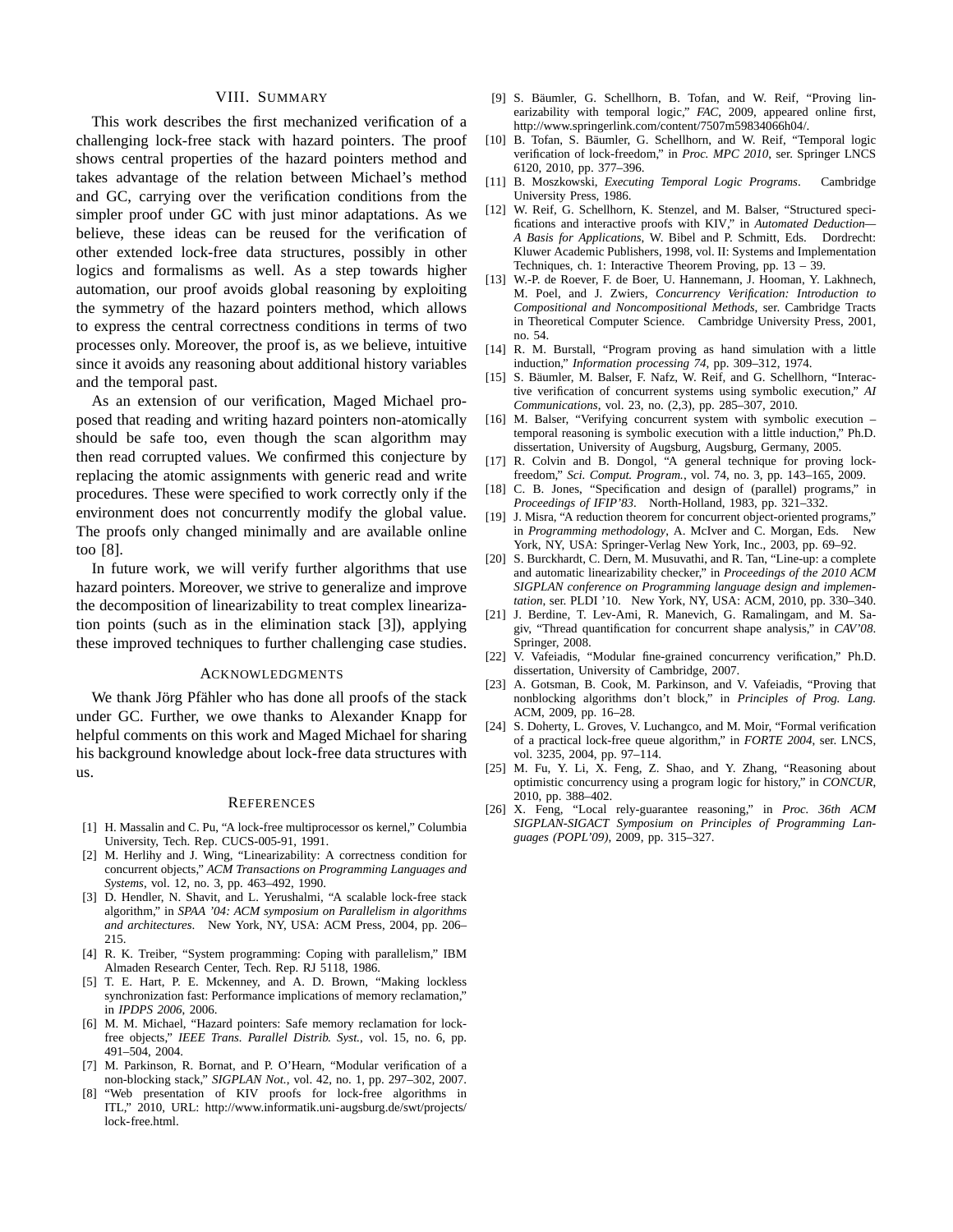## VIII. Summary

This work describes the first mechanized verification of a challenging lock-free stack with hazard pointers. The proof shows central properties of the hazard pointers method and takes advantage of the relation between Michael's method and GC, carrying over the verification conditions from the simpler proof under GC with just minor adaptations. As we believe, these ideas can be reused for the verification of other extended lock-free data structures, possibly in other logics and formalisms as well. As a step towards higher automation, our proof avoids global reasoning by exploiting the symmetry of the hazard pointers method, which allows to express the central correctness conditions in terms of two processes only. Moreover, the proof is, as we believe, intuitive since it avoids any reasoning about additional history variables and the temporal past.

As an extension of our verification, Maged Michael proposed that reading and writing hazard pointers non-atomically should be safe too, even though the scan algorithm may then read corrupted values. We confirmed this conjecture by replacing the atomic assignments with generic read and write procedures. These were specified to work correctly only if the environment does not concurrently modify the global value. The proofs only changed minimally and are available online too [8].

In future work, we will verify further algorithms that use hazard pointers. Moreover, we strive to generalize and improve the decomposition of linearizability to treat complex linearization points (such as in the elimination stack [3]), applying these improved techniques to further challenging case studies.

## Acknowledgments

We thank Jörg Pfähler who has done all proofs of the stack under GC. Further, we owe thanks to Alexander Knapp for helpful comments on this work and Maged Michael for sharing his background knowledge about lock-free data structures with us.

## References

[1] H. Massalin and C. Pu, "A lock-free multiprocessor os kernel," Columbia University, Tech. Rep. CUCS-005-91, 1991.

[2] M. Herlihy and J. Wing, "Linearizability: A correctness condition for concurrent objects," *ACM Transactions on Programming Languages and Systems*, vol. 12, no. 3, pp. 463–492, 1990.

[3] D. Hendler, N. Shavit, and L. Yerushalmi, "A scalable lock-free stack algorithm," in *SPAA '04: ACM symposium on Parallelism in algorithms and architectures*. New York, NY, USA: ACM Press, 2004, pp. 206–215.

[4] R. K. Treiber, "System programming: Coping with parallelism," IBM Almaden Research Center, Tech. Rep. RJ 5118, 1986.

[5] T. E. Hart, P. E. Mckenney, and A. D. Brown, "Making lockless synchronization fast: Performance implications of memory reclamation," in *IPDPS 2006*, 2006.

[6] M. M. Michael, "Hazard pointers: Safe memory reclamation for lock-free objects," *IEEE Trans. Parallel Distrib. Syst.*, vol. 15, no. 6, pp. 491–504, 2004.

[7] M. Parkinson, R. Bornat, and P. O'Hearn, "Modular verification of a non-blocking stack," *SIGPLAN Not.*, vol. 42, no. 1, pp. 297–302, 2007.

[8] "Web presentation of KIV proofs for lock-free algorithms in ITL," 2010, URL: http://www.informatik.uni-augsburg.de/swt/projects/lock-free.html.

[9] S. Bäumler, G. Schellhorn, B. Tofan, and W. Reif, "Proving linearizability with temporal logic," *FAC*, 2009, appeared online first, http://www.springerlink.com/content/7507m59834066h04/.

[10] B. Tofan, S. Bäumler, G. Schellhorn, and W. Reif, "Temporal logic verification of lock-freedom," in *Proc. MPC 2010*, ser. Springer LNCS 6120, 2010, pp. 377–396.

[11] B. Moszkowski, *Executing Temporal Logic Programs*. Cambridge University Press, 1986.

[12] W. Reif, G. Schellhorn, K. Stenzel, and M. Balser, "Structured specifications and interactive proofs with KIV," in *Automated Deduction—A Basis for Applications*, W. Bibel and P. Schmitt, Eds. Dordrecht: Kluwer Academic Publishers, 1998, vol. II: Systems and Implementation Techniques, ch. 1: Interactive Theorem Proving, pp. 13 – 39.

[13] W.-P. de Roever, F. de Boer, U. Hannemann, J. Hooman, Y. Lakhnech, M. Poel, and J. Zwiers, *Concurrency Verification: Introduction to Compositional and Noncompositional Methods*, ser. Cambridge Tracts in Theoretical Computer Science. Cambridge University Press, 2001, no. 54.

[14] R. M. Burstall, "Program proving as hand simulation with a little induction," *Information processing 74*, pp. 309–312, 1974.

[15] S. Bäumler, M. Balser, F. Nafz, W. Reif, and G. Schellhorn, "Interactive verification of concurrent systems using symbolic execution," *AI Communications*, vol. 23, no. (2,3), pp. 285–307, 2010.

[16] M. Balser, "Verifying concurrent system with symbolic execution – temporal reasoning is symbolic execution with a little induction," Ph.D. dissertation, University of Augsburg, Augsburg, Germany, 2005.

[17] R. Colvin and B. Dongol, "A general technique for proving lock-freedom," *Sci. Comput. Program.*, vol. 74, no. 3, pp. 143–165, 2009.

[18] C. B. Jones, "Specification and design of (parallel) programs," in *Proceedings of IFIP'83*. North-Holland, 1983, pp. 321–332.

[19] J. Misra, "A reduction theorem for concurrent object-oriented programs," in *Programming methodology*, A. McIver and C. Morgan, Eds. New York, NY, USA: Springer-Verlag New York, Inc., 2003, pp. 69–92.

[20] S. Burckhardt, C. Dern, M. Musuvathi, and R. Tan, "Line-up: a complete and automatic linearizability checker," in *Proceedings of the 2010 ACM SIGPLAN conference on Programming language design and implementation*, ser. PLDI '10. New York, NY, USA: ACM, 2010, pp. 330–340.

[21] J. Berdine, T. Lev-Ami, R. Manevich, G. Ramalingam, and M. Sagiv, "Thread quantification for concurrent shape analysis," in *CAV'08*. Springer, 2008.

[22] V. Vafeiadis, "Modular fine-grained concurrency verification," Ph.D. dissertation, University of Cambridge, 2007.

[23] A. Gotsman, B. Cook, M. Parkinson, and V. Vafeiadis, "Proving that nonblocking algorithms don't block," in *Principles of Prog. Lang.* ACM, 2009, pp. 16–28.

[24] S. Doherty, L. Groves, V. Luchangco, and M. Moir, "Formal verification of a practical lock-free queue algorithm," in *FORTE 2004*, ser. LNCS, vol. 3235, 2004, pp. 97–114.

[25] M. Fu, Y. Li, X. Feng, Z. Shao, and Y. Zhang, "Reasoning about optimistic concurrency using a program logic for history," in *CONCUR*, 2010, pp. 388–402.

[26] X. Feng, "Local rely-guarantee reasoning," in *Proc. 36th ACM SIGPLAN-SIGACT Symposium on Principles of Programming Languages (POPL'09)*, 2009, pp. 315–327.